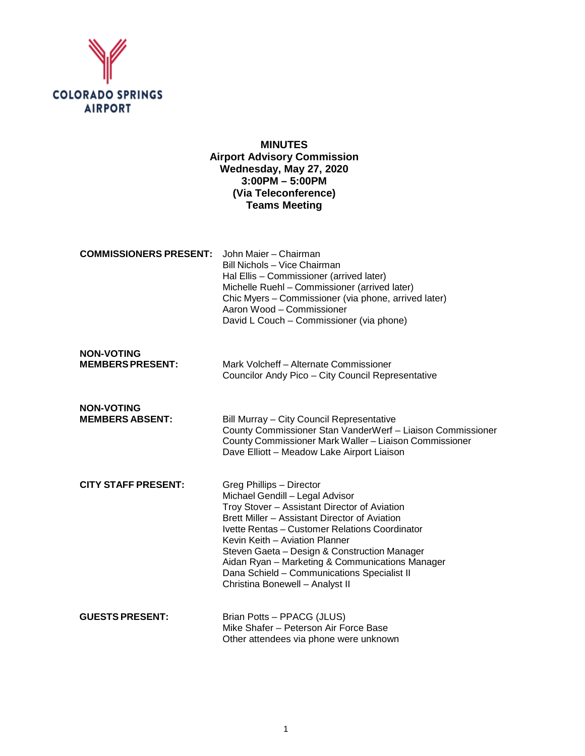COLORADO SPRINGS AIRPORT

# MINUTES

## Airport Advisory Commission

**Wednesday, May 27, 2020**
**3:00PM – 5:00PM**
**(Via Teleconference)**
**Teams Meeting**

**COMMISSIONERS PRESENT:**
John Maier – Chairman
Bill Nichols – Vice Chairman
Hal Ellis – Commissioner (arrived later)
Michelle Ruehl – Commissioner (arrived later)
Chic Myers – Commissioner (via phone, arrived later)
Aaron Wood – Commissioner
David L Couch – Commissioner (via phone)

**NON-VOTING MEMBERS PRESENT:**
Mark Volcheff – Alternate Commissioner
Councilor Andy Pico – City Council Representative

**NON-VOTING MEMBERS ABSENT:**
Bill Murray – City Council Representative
County Commissioner Stan VanderWerf – Liaison Commissioner
County Commissioner Mark Waller – Liaison Commissioner
Dave Elliott – Meadow Lake Airport Liaison

**CITY STAFF PRESENT:**
Greg Phillips – Director
Michael Gendill – Legal Advisor
Troy Stover – Assistant Director of Aviation
Brett Miller – Assistant Director of Aviation
Ivette Rentas – Customer Relations Coordinator
Kevin Keith – Aviation Planner
Steven Gaeta – Design & Construction Manager
Aidan Ryan – Marketing & Communications Manager
Dana Schield – Communications Specialist II
Christina Bonewell – Analyst II

**GUESTS PRESENT:**
Brian Potts – PPACG (JLUS)
Mike Shafer – Peterson Air Force Base
Other attendees via phone were unknown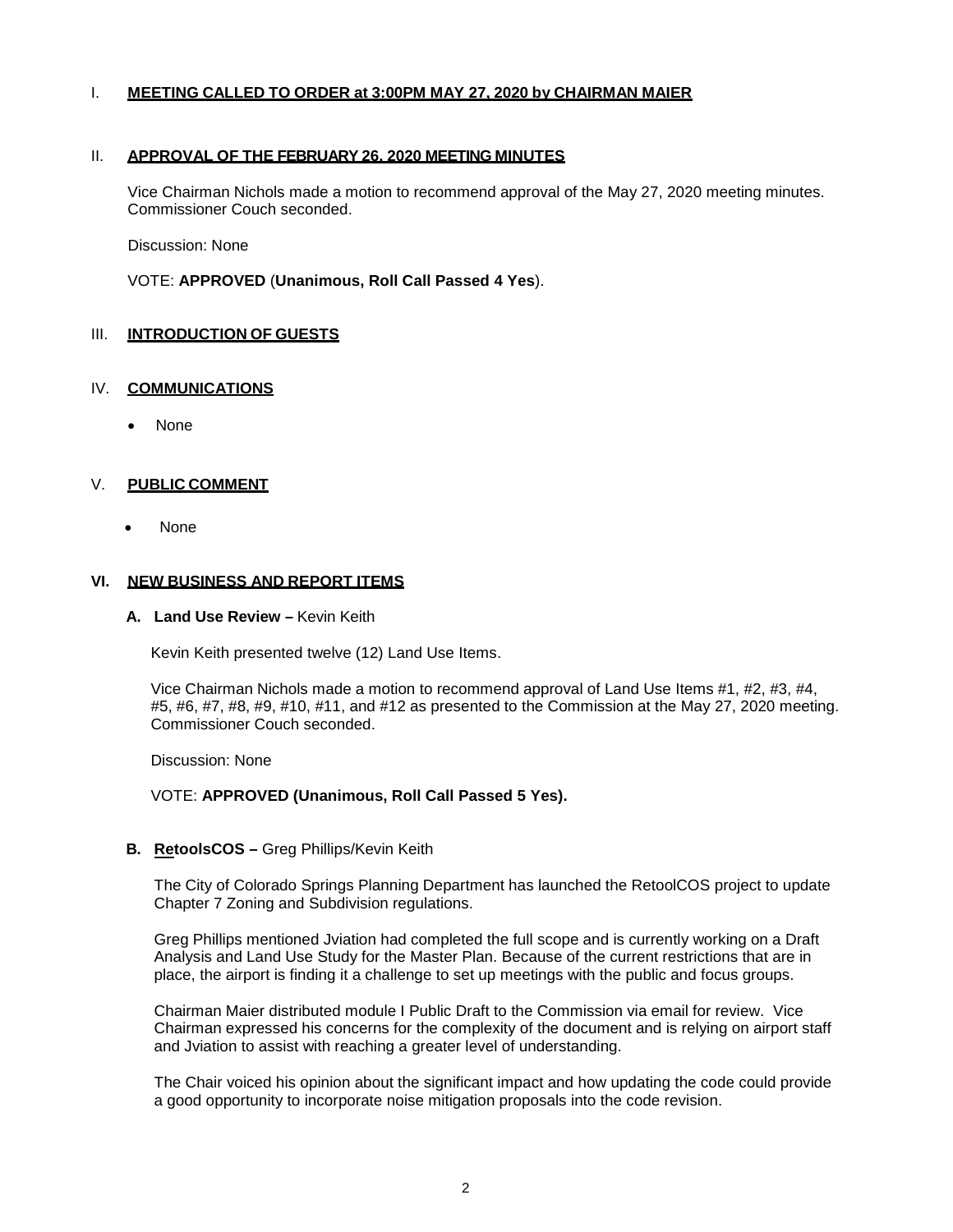## I. **MEETING CALLED TO ORDER at 3:00PM MAY 27, 2020 by CHAIRMAN MAIER**

## II. **APPROVAL OF THE FEBRUARY 26, 2020 MEETING MINUTES**

Vice Chairman Nichols made a motion to recommend approval of the May 27, 2020 meeting minutes. Commissioner Couch seconded.

Discussion: None

VOTE: **APPROVED** (**Unanimous, Roll Call Passed 4 Yes**).

## III. **INTRODUCTION OF GUESTS**

## IV. **COMMUNICATIONS**

- None

## V. **PUBLIC COMMENT**

- None

## VI. **NEW BUSINESS AND REPORT ITEMS**

### A. **Land Use Review –** Kevin Keith

Kevin Keith presented twelve (12) Land Use Items.

Vice Chairman Nichols made a motion to recommend approval of Land Use Items #1, #2, #3, #4, #5, #6, #7, #8, #9, #10, #11, and #12 as presented to the Commission at the May 27, 2020 meeting. Commissioner Couch seconded.

Discussion: None

VOTE: **APPROVED (Unanimous, Roll Call Passed 5 Yes).**

### B. **RetoolsCOS –** Greg Phillips/Kevin Keith

The City of Colorado Springs Planning Department has launched the RetoolCOS project to update Chapter 7 Zoning and Subdivision regulations.

Greg Phillips mentioned Jviation had completed the full scope and is currently working on a Draft Analysis and Land Use Study for the Master Plan. Because of the current restrictions that are in place, the airport is finding it a challenge to set up meetings with the public and focus groups.

Chairman Maier distributed module I Public Draft to the Commission via email for review. Vice Chairman expressed his concerns for the complexity of the document and is relying on airport staff and Jviation to assist with reaching a greater level of understanding.

The Chair voiced his opinion about the significant impact and how updating the code could provide a good opportunity to incorporate noise mitigation proposals into the code revision.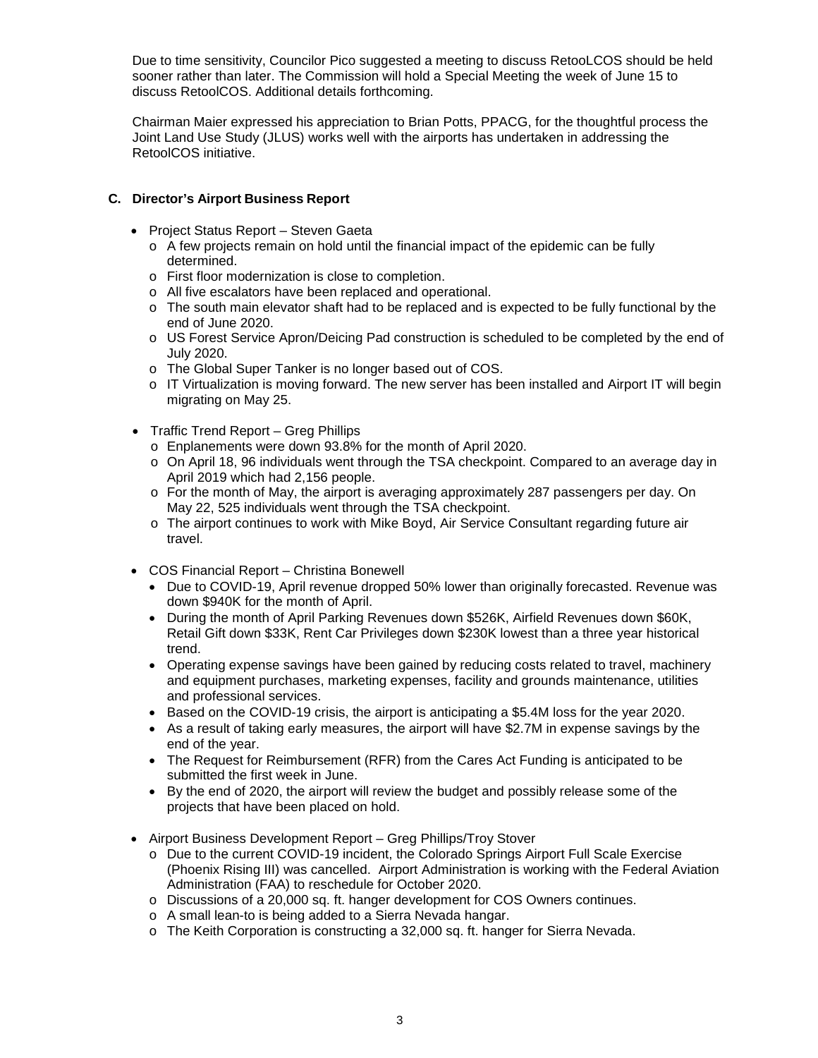Due to time sensitivity, Councilor Pico suggested a meeting to discuss RetooLCOS should be held sooner rather than later. The Commission will hold a Special Meeting the week of June 15 to discuss RetoolCOS. Additional details forthcoming.

Chairman Maier expressed his appreciation to Brian Potts, PPACG, for the thoughtful process the Joint Land Use Study (JLUS) works well with the airports has undertaken in addressing the RetoolCOS initiative.

### C. Director's Airport Business Report

- Project Status Report – Steven Gaeta
  - o A few projects remain on hold until the financial impact of the epidemic can be fully determined.
  - o First floor modernization is close to completion.
  - o All five escalators have been replaced and operational.
  - o The south main elevator shaft had to be replaced and is expected to be fully functional by the end of June 2020.
  - o US Forest Service Apron/Deicing Pad construction is scheduled to be completed by the end of July 2020.
  - o The Global Super Tanker is no longer based out of COS.
  - o IT Virtualization is moving forward. The new server has been installed and Airport IT will begin migrating on May 25.

- Traffic Trend Report – Greg Phillips
  - o Enplanements were down 93.8% for the month of April 2020.
  - o On April 18, 96 individuals went through the TSA checkpoint. Compared to an average day in April 2019 which had 2,156 people.
  - o For the month of May, the airport is averaging approximately 287 passengers per day. On May 22, 525 individuals went through the TSA checkpoint.
  - o The airport continues to work with Mike Boyd, Air Service Consultant regarding future air travel.

- COS Financial Report – Christina Bonewell
  - Due to COVID-19, April revenue dropped 50% lower than originally forecasted. Revenue was down $940K for the month of April.
  - During the month of April Parking Revenues down $526K, Airfield Revenues down $60K, Retail Gift down $33K, Rent Car Privileges down $230K lowest than a three year historical trend.
  - Operating expense savings have been gained by reducing costs related to travel, machinery and equipment purchases, marketing expenses, facility and grounds maintenance, utilities and professional services.
  - Based on the COVID-19 crisis, the airport is anticipating a $5.4M loss for the year 2020.
  - As a result of taking early measures, the airport will have $2.7M in expense savings by the end of the year.
  - The Request for Reimbursement (RFR) from the Cares Act Funding is anticipated to be submitted the first week in June.
  - By the end of 2020, the airport will review the budget and possibly release some of the projects that have been placed on hold.

- Airport Business Development Report – Greg Phillips/Troy Stover
  - o Due to the current COVID-19 incident, the Colorado Springs Airport Full Scale Exercise (Phoenix Rising III) was cancelled. Airport Administration is working with the Federal Aviation Administration (FAA) to reschedule for October 2020.
  - o Discussions of a 20,000 sq. ft. hanger development for COS Owners continues.
  - o A small lean-to is being added to a Sierra Nevada hangar.
  - o The Keith Corporation is constructing a 32,000 sq. ft. hanger for Sierra Nevada.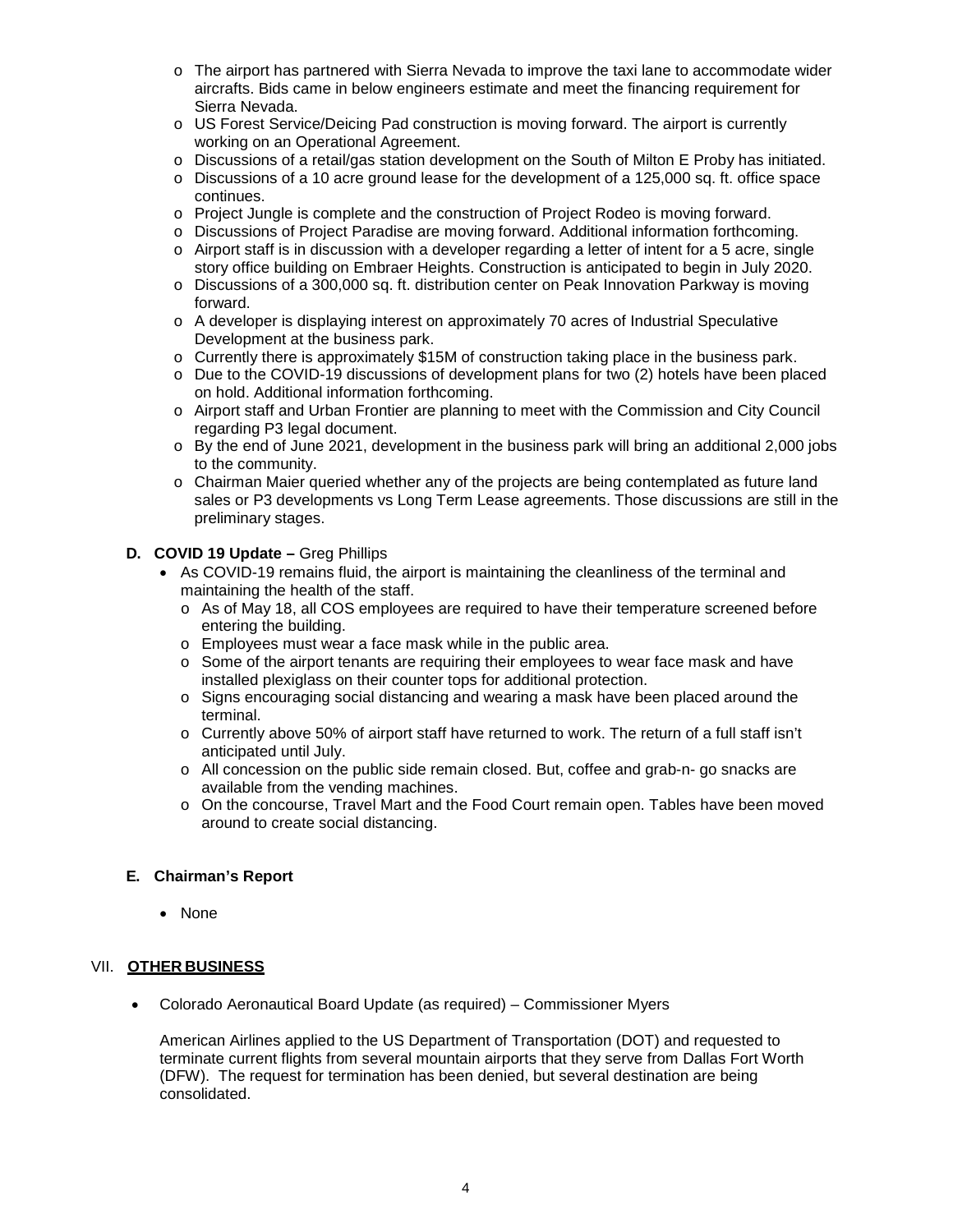- The airport has partnered with Sierra Nevada to improve the taxi lane to accommodate wider aircrafts. Bids came in below engineers estimate and meet the financing requirement for Sierra Nevada.
- US Forest Service/Deicing Pad construction is moving forward. The airport is currently working on an Operational Agreement.
- Discussions of a retail/gas station development on the South of Milton E Proby has initiated.
- Discussions of a 10 acre ground lease for the development of a 125,000 sq. ft. office space continues.
- Project Jungle is complete and the construction of Project Rodeo is moving forward.
- Discussions of Project Paradise are moving forward. Additional information forthcoming.
- Airport staff is in discussion with a developer regarding a letter of intent for a 5 acre, single story office building on Embraer Heights. Construction is anticipated to begin in July 2020.
- Discussions of a 300,000 sq. ft. distribution center on Peak Innovation Parkway is moving forward.
- A developer is displaying interest on approximately 70 acres of Industrial Speculative Development at the business park.
- Currently there is approximately $15M of construction taking place in the business park.
- Due to the COVID-19 discussions of development plans for two (2) hotels have been placed on hold. Additional information forthcoming.
- Airport staff and Urban Frontier are planning to meet with the Commission and City Council regarding P3 legal document.
- By the end of June 2021, development in the business park will bring an additional 2,000 jobs to the community.
- Chairman Maier queried whether any of the projects are being contemplated as future land sales or P3 developments vs Long Term Lease agreements. Those discussions are still in the preliminary stages.

**D. COVID 19 Update –** Greg Phillips

- As COVID-19 remains fluid, the airport is maintaining the cleanliness of the terminal and maintaining the health of the staff.
  - As of May 18, all COS employees are required to have their temperature screened before entering the building.
  - Employees must wear a face mask while in the public area.
  - Some of the airport tenants are requiring their employees to wear face mask and have installed plexiglass on their counter tops for additional protection.
  - Signs encouraging social distancing and wearing a mask have been placed around the terminal.
  - Currently above 50% of airport staff have returned to work. The return of a full staff isn't anticipated until July.
  - All concession on the public side remain closed. But, coffee and grab-n- go snacks are available from the vending machines.
  - On the concourse, Travel Mart and the Food Court remain open. Tables have been moved around to create social distancing.

**E. Chairman's Report**

- None

## VII. OTHER BUSINESS

- Colorado Aeronautical Board Update (as required) – Commissioner Myers

  American Airlines applied to the US Department of Transportation (DOT) and requested to terminate current flights from several mountain airports that they serve from Dallas Fort Worth (DFW). The request for termination has been denied, but several destination are being consolidated.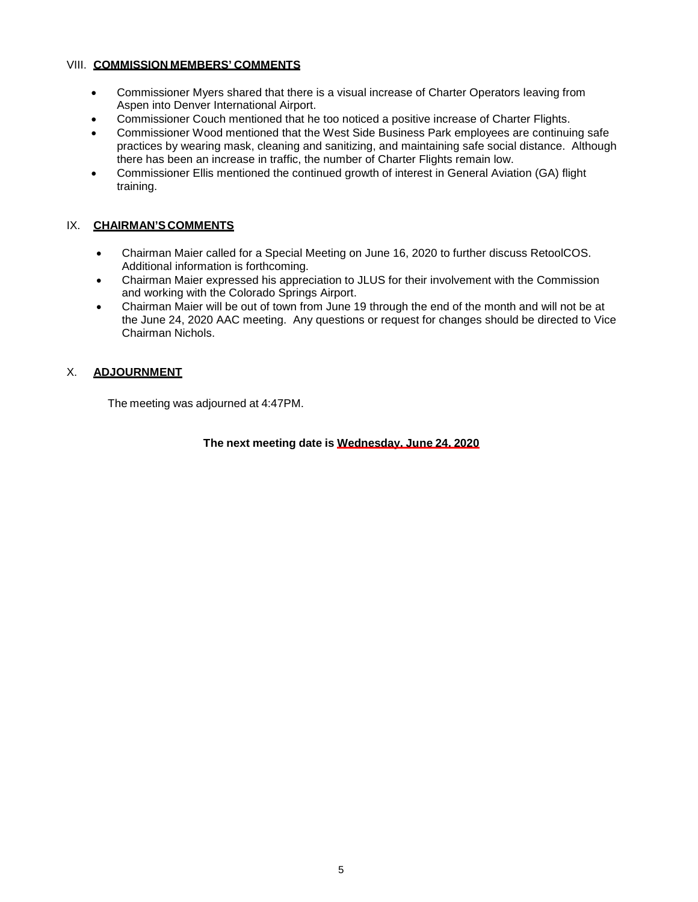## VIII. **COMMISSION MEMBERS' COMMENTS**

- Commissioner Myers shared that there is a visual increase of Charter Operators leaving from Aspen into Denver International Airport.
- Commissioner Couch mentioned that he too noticed a positive increase of Charter Flights.
- Commissioner Wood mentioned that the West Side Business Park employees are continuing safe practices by wearing mask, cleaning and sanitizing, and maintaining safe social distance. Although there has been an increase in traffic, the number of Charter Flights remain low.
- Commissioner Ellis mentioned the continued growth of interest in General Aviation (GA) flight training.

## IX. **CHAIRMAN'S COMMENTS**

- Chairman Maier called for a Special Meeting on June 16, 2020 to further discuss RetoolCOS. Additional information is forthcoming.
- Chairman Maier expressed his appreciation to JLUS for their involvement with the Commission and working with the Colorado Springs Airport.
- Chairman Maier will be out of town from June 19 through the end of the month and will not be at the June 24, 2020 AAC meeting. Any questions or request for changes should be directed to Vice Chairman Nichols.

## X. **ADJOURNMENT**

The meeting was adjourned at 4:47PM.

**The next meeting date is Wednesday, June 24, 2020**